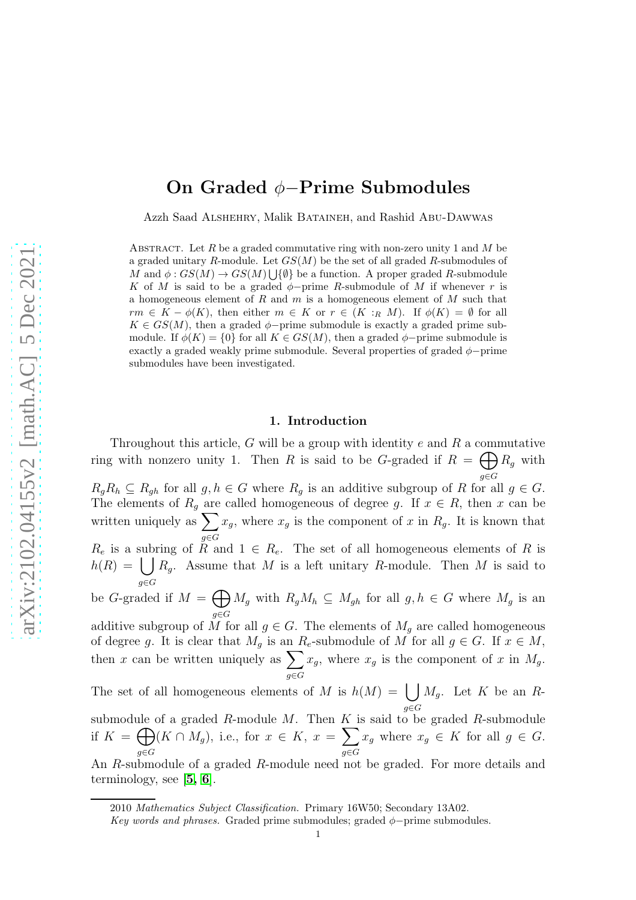# On Graded $\phi-$Prime Submodules

Azzh Saad Alshehry, Malik Bataineh, and Rashid Abu-Dawwas

Abstract. Let $R$ be a graded commutative ring with non-zero unity 1 and $M$ be a graded unitary $R$-module. Let $GS(M)$ be the set of all graded $R$-submodules of $M$ and $\phi : GS(M) \rightarrow GS(M)\bigcup\{\emptyset\}$ be a function. A proper graded $R$-submodule $K$ of $M$ is said to be a graded $\phi-$prime $R$-submodule of $M$ if whenever $r$ is a homogeneous element of $R$ and $m$ is a homogeneous element of $M$ such that $rm \in K - \phi(K)$, then either $m \in K$ or $r \in (K :_R M)$. If $\phi(K) = \emptyset$ for all $K \in GS(M)$, then a graded $\phi-$prime submodule is exactly a graded prime submodule. If $\phi(K) = \{0\}$ for all $K \in GS(M)$, then a graded $\phi-$prime submodule is exactly a graded weakly prime submodule. Several properties of graded $\phi-$prime submodules have been investigated.

## 1. Introduction

Throughout this article, $G$ will be a group with identity $e$ and $R$ a commutative ring with nonzero unity 1. Then $R$ is said to be $G$-graded if $R = \bigoplus_{g\in G} R_g$ with $R_gR_h \subseteq R_{gh}$ for all $g, h \in G$ where $R_g$ is an additive subgroup of $R$ for all $g \in G$. The elements of $R_g$ are called homogeneous of degree $g$. If $x \in R$, then $x$ can be written uniquely as $\sum_{g\in G} x_g$, where $x_g$ is the component of $x$ in $R_g$. It is known that $R_e$ is a subring of $R$ and $1 \in R_e$. The set of all homogeneous elements of $R$ is $h(R) = \bigcup_{g\in G} R_g$. Assume that $M$ is a left unitary $R$-module. Then $M$ is said to be $G$-graded if $M = \bigoplus_{g\in G} M_g$ with $R_gM_h \subseteq M_{gh}$ for all $g, h \in G$ where $M_g$ is an additive subgroup of $M$ for all $g \in G$. The elements of $M_g$ are called homogeneous of degree $g$. It is clear that $M_g$ is an $R_e$-submodule of $M$ for all $g \in G$. If $x \in M$, then $x$ can be written uniquely as $\sum_{g\in G} x_g$, where $x_g$ is the component of $x$ in $M_g$. The set of all homogeneous elements of $M$ is $h(M) = \bigcup_{g\in G} M_g$. Let $K$ be an $R$-submodule of a graded $R$-module $M$. Then $K$ is said to be graded $R$-submodule if $K = \bigoplus_{g\in G}(K \cap M_g)$, i.e., for $x \in K$, $x = \sum_{g\in G} x_g$ where $x_g \in K$ for all $g \in G$. An $R$-submodule of a graded $R$-module need not be graded. For more details and terminology, see [5, 6].

2010 *Mathematics Subject Classification.* Primary 16W50; Secondary 13A02.

*Key words and phrases.* Graded prime submodules; graded $\phi-$prime submodules.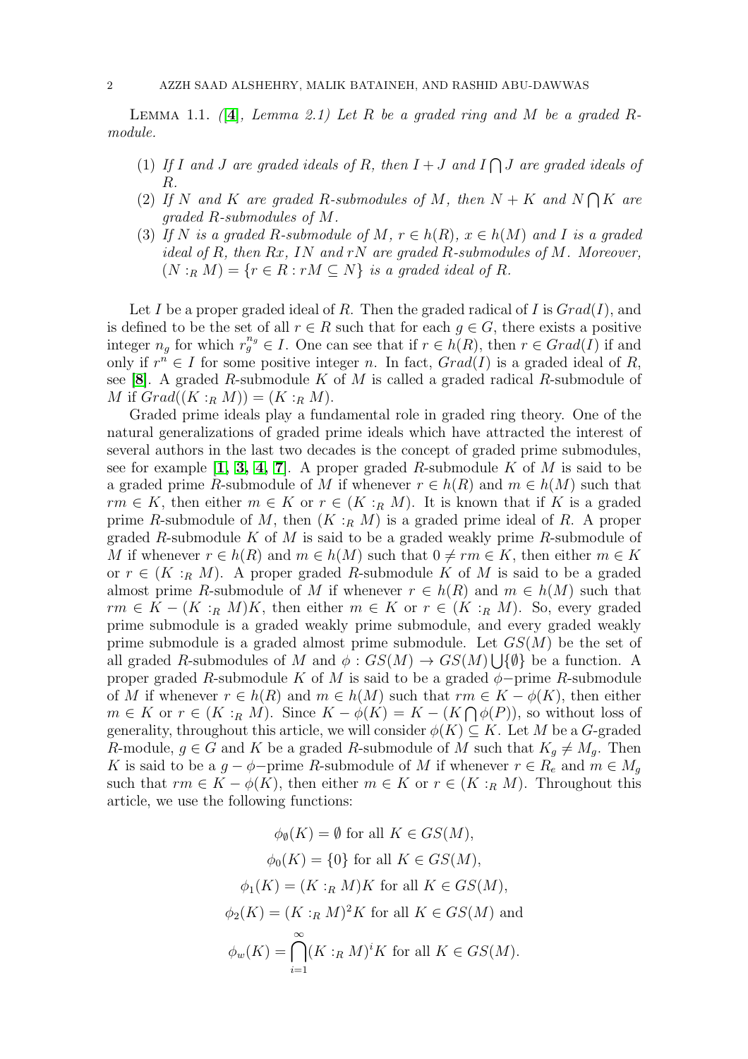Lemma 1.1. *([4], Lemma 2.1) Let $R$ be a graded ring and $M$ be a graded $R$-module.*

1. *If $I$ and $J$ are graded ideals of $R$, then $I+J$ and $I\bigcap J$ are graded ideals of $R$.*
2. *If $N$ and $K$ are graded $R$-submodules of $M$, then $N+K$ and $N\bigcap K$ are graded $R$-submodules of $M$.*
3. *If $N$ is a graded $R$-submodule of $M$, $r\in h(R)$, $x\in h(M)$ and $I$ is a graded ideal of $R$, then $Rx$, $IN$ and $rN$ are graded $R$-submodules of $M$. Moreover, $(N:_R M)=\{r\in R: rM\subseteq N\}$ is a graded ideal of $R$.*

Let $I$ be a proper graded ideal of $R$. Then the graded radical of $I$ is $Grad(I)$, and is defined to be the set of all $r\in R$ such that for each $g\in G$, there exists a positive integer $n_g$ for which $r_g^{n_g}\in I$. One can see that if $r\in h(R)$, then $r\in Grad(I)$ if and only if $r^n\in I$ for some positive integer $n$. In fact, $Grad(I)$ is a graded ideal of $R$, see [8]. A graded $R$-submodule $K$ of $M$ is called a graded radical $R$-submodule of $M$ if $Grad((K:_R M))=(K:_R M)$.

Graded prime ideals play a fundamental role in graded ring theory. One of the natural generalizations of graded prime ideals which have attracted the interest of several authors in the last two decades is the concept of graded prime submodules, see for example [1, 3, 4, 7]. A proper graded $R$-submodule $K$ of $M$ is said to be a graded prime $R$-submodule of $M$ if whenever $r\in h(R)$ and $m\in h(M)$ such that $rm\in K$, then either $m\in K$ or $r\in (K:_R M)$. It is known that if $K$ is a graded prime $R$-submodule of $M$, then $(K:_R M)$ is a graded prime ideal of $R$. A proper graded $R$-submodule $K$ of $M$ is said to be a graded weakly prime $R$-submodule of $M$ if whenever $r\in h(R)$ and $m\in h(M)$ such that $0\neq rm\in K$, then either $m\in K$ or $r\in (K:_R M)$. A proper graded $R$-submodule $K$ of $M$ is said to be a graded almost prime $R$-submodule of $M$ if whenever $r\in h(R)$ and $m\in h(M)$ such that $rm\in K-(K:_R M)K$, then either $m\in K$ or $r\in (K:_R M)$. So, every graded prime submodule is a graded weakly prime submodule, and every graded weakly prime submodule is a graded almost prime submodule. Let $GS(M)$ be the set of all graded $R$-submodules of $M$ and $\phi: GS(M)\rightarrow GS(M)\bigcup\{\emptyset\}$ be a function. A proper graded $R$-submodule $K$ of $M$ is said to be a graded $\phi-$prime $R$-submodule of $M$ if whenever $r\in h(R)$ and $m\in h(M)$ such that $rm\in K-\phi(K)$, then either $m\in K$ or $r\in (K:_R M)$. Since $K-\phi(K)=K-(K\bigcap \phi(P))$, so without loss of generality, throughout this article, we will consider $\phi(K)\subseteq K$. Let $M$ be a $G$-graded $R$-module, $g\in G$ and $K$ be a graded $R$-submodule of $M$ such that $K_g\neq M_g$. Then $K$ is said to be a $g-\phi-$prime $R$-submodule of $M$ if whenever $r\in R_e$ and $m\in M_g$ such that $rm\in K-\phi(K)$, then either $m\in K$ or $r\in (K:_R M)$. Throughout this article, we use the following functions:

$$\phi_{\emptyset}(K)=\emptyset \text{ for all } K\in GS(M),$$

$$\phi_0(K)=\{0\} \text{ for all } K\in GS(M),$$

$$\phi_1(K)=(K:_R M)K \text{ for all } K\in GS(M),$$

$$\phi_2(K)=(K:_R M)^2K \text{ for all } K\in GS(M) \text{ and}$$

$$\phi_w(K)=\bigcap_{i=1}^{\infty}(K:_R M)^iK \text{ for all } K\in GS(M).$$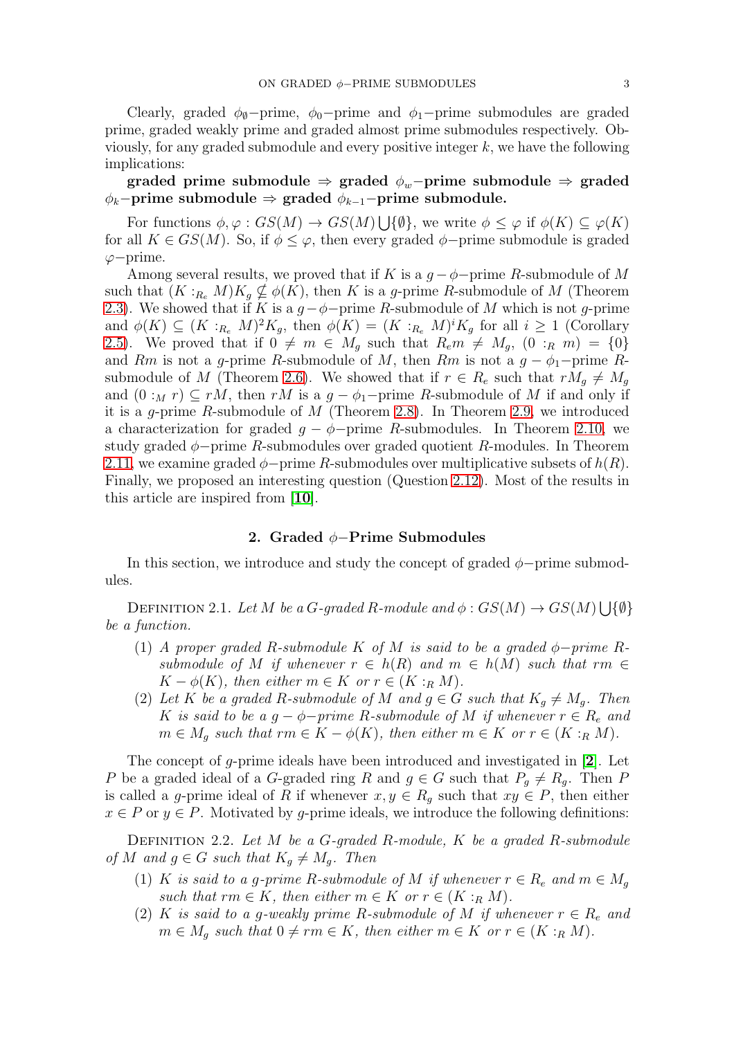Clearly, graded $\phi_{\emptyset}-$prime, $\phi_0-$prime and $\phi_1-$prime submodules are graded prime, graded weakly prime and graded almost prime submodules respectively. Obviously, for any graded submodule and every positive integer $k$, we have the following implications:

**graded prime submodule $\Rightarrow$ graded $\phi_w-$prime submodule $\Rightarrow$ graded $\phi_k-$prime submodule $\Rightarrow$ graded $\phi_{k-1}-$prime submodule.**

For functions $\phi, \varphi : GS(M) \rightarrow GS(M) \bigcup \{\emptyset\}$, we write $\phi \leq \varphi$ if $\phi(K) \subseteq \varphi(K)$ for all $K \in GS(M)$. So, if $\phi \leq \varphi$, then every graded $\phi-$prime submodule is graded $\varphi-$prime.

Among several results, we proved that if $K$ is a $g-\phi-$prime $R$-submodule of $M$ such that $(K :_{R_e} M)K_g \nsubseteq \phi(K)$, then $K$ is a $g$-prime $R$-submodule of $M$ (Theorem 2.3). We showed that if $K$ is a $g-\phi-$prime $R$-submodule of $M$ which is not $g$-prime and $\phi(K) \subseteq (K :_{R_e} M)^2 K_g$, then $\phi(K) = (K :_{R_e} M)^i K_g$ for all $i \geq 1$ (Corollary 2.5). We proved that if $0 \neq m \in M_g$ such that $R_e m \neq M_g$, $(0 :_R m) = \{0\}$ and $Rm$ is not a $g$-prime $R$-submodule of $M$, then $Rm$ is not a $g - \phi_1-$prime $R$-submodule of $M$ (Theorem 2.6). We showed that if $r \in R_e$ such that $rM_g \neq M_g$ and $(0 :_M r) \subseteq rM$, then $rM$ is a $g - \phi_1-$prime $R$-submodule of $M$ if and only if it is a $g$-prime $R$-submodule of $M$ (Theorem 2.8). In Theorem 2.9, we introduced a characterization for graded $g - \phi-$prime $R$-submodules. In Theorem 2.10, we study graded $\phi-$prime $R$-submodules over graded quotient $R$-modules. In Theorem 2.11, we examine graded $\phi-$prime $R$-submodules over multiplicative subsets of $h(R)$. Finally, we proposed an interesting question (Question 2.12). Most of the results in this article are inspired from [**10**].

## 2. Graded $\phi-$Prime Submodules

In this section, we introduce and study the concept of graded $\phi-$prime submodules.

Definition 2.1. *Let $M$ be a $G$-graded $R$-module and $\phi : GS(M) \rightarrow GS(M) \bigcup \{\emptyset\}$ be a function.*

1. *A proper graded $R$-submodule $K$ of $M$ is said to be a graded $\phi-$prime $R$-submodule of $M$ if whenever $r \in h(R)$ and $m \in h(M)$ such that $rm \in K - \phi(K)$, then either $m \in K$ or $r \in (K :_R M)$.*
2. *Let $K$ be a graded $R$-submodule of $M$ and $g \in G$ such that $K_g \neq M_g$. Then $K$ is said to be a $g - \phi-$prime $R$-submodule of $M$ if whenever $r \in R_e$ and $m \in M_g$ such that $rm \in K - \phi(K)$, then either $m \in K$ or $r \in (K :_R M)$.*

The concept of $g$-prime ideals have been introduced and investigated in [**2**]. Let $P$ be a graded ideal of a $G$-graded ring $R$ and $g \in G$ such that $P_g \neq R_g$. Then $P$ is called a $g$-prime ideal of $R$ if whenever $x, y \in R_g$ such that $xy \in P$, then either $x \in P$ or $y \in P$. Motivated by $g$-prime ideals, we introduce the following definitions:

Definition 2.2. *Let $M$ be a $G$-graded $R$-module, $K$ be a graded $R$-submodule of $M$ and $g \in G$ such that $K_g \neq M_g$. Then*

1. *$K$ is said to a $g$-prime $R$-submodule of $M$ if whenever $r \in R_e$ and $m \in M_g$ such that $rm \in K$, then either $m \in K$ or $r \in (K :_R M)$.*
2. *$K$ is said to a $g$-weakly prime $R$-submodule of $M$ if whenever $r \in R_e$ and $m \in M_g$ such that $0 \neq rm \in K$, then either $m \in K$ or $r \in (K :_R M)$.*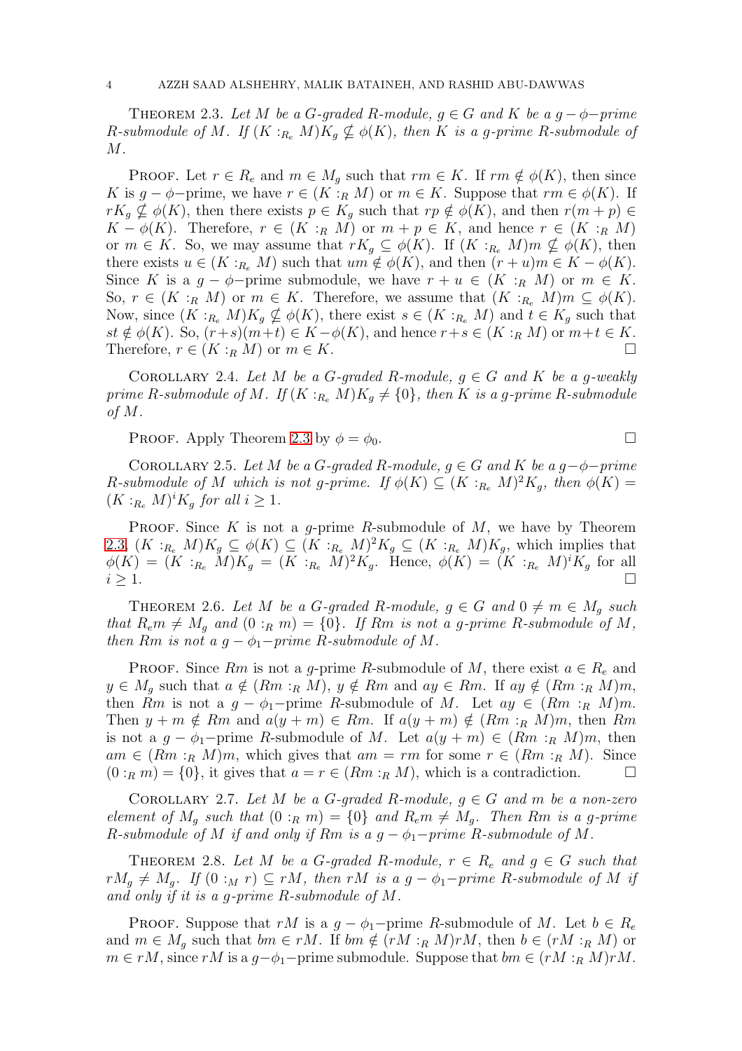**Theorem 2.3.** *Let $M$ be a $G$-graded $R$-module, $g \in G$ and $K$ be a $g-\phi-$prime $R$-submodule of $M$. If $(K :_{R_e} M)K_g \nsubseteq \phi(K)$, then $K$ is a $g$-prime $R$-submodule of $M$.*

Proof. Let $r \in R_e$ and $m \in M_g$ such that $rm \in K$. If $rm \notin \phi(K)$, then since $K$ is $g-\phi-$prime, we have $r \in (K :_R M)$ or $m \in K$. Suppose that $rm \in \phi(K)$. If $rK_g \nsubseteq \phi(K)$, then there exists $p \in K_g$ such that $rp \notin \phi(K)$, and then $r(m + p) \in K - \phi(K)$. Therefore, $r \in (K :_R M)$ or $m + p \in K$, and hence $r \in (K :_R M)$ or $m \in K$. So, we may assume that $rK_g \subseteq \phi(K)$. If $(K :_{R_e} M)m \nsubseteq \phi(K)$, then there exists $u \in (K :_{R_e} M)$ such that $um \notin \phi(K)$, and then $(r + u)m \in K - \phi(K)$. Since $K$ is a $g-\phi-$prime submodule, we have $r + u \in (K :_R M)$ or $m \in K$. So, $r \in (K :_R M)$ or $m \in K$. Therefore, we assume that $(K :_{R_e} M)m \subseteq \phi(K)$. Now, since $(K :_{R_e} M)K_g \nsubseteq \phi(K)$, there exist $s \in (K :_{R_e} M)$ and $t \in K_g$ such that $st \notin \phi(K)$. So, $(r+s)(m+t) \in K-\phi(K)$, and hence $r+s \in (K :_R M)$ or $m+t \in K$. Therefore, $r \in (K :_R M)$ or $m \in K$. □

**Corollary 2.4.** *Let $M$ be a $G$-graded $R$-module, $g \in G$ and $K$ be a $g$-weakly prime $R$-submodule of $M$. If $(K :_{R_e} M)K_g \neq \{0\}$, then $K$ is a $g$-prime $R$-submodule of $M$.*

Proof. Apply Theorem 2.3 by $\phi = \phi_0$. □

**Corollary 2.5.** *Let $M$ be a $G$-graded $R$-module, $g \in G$ and $K$ be a $g-\phi-$prime $R$-submodule of $M$ which is not $g$-prime. If $\phi(K) \subseteq (K :_{R_e} M)^2K_g$, then $\phi(K) = (K :_{R_e} M)^iK_g$ for all $i \geq 1$.*

Proof. Since $K$ is not a $g$-prime $R$-submodule of $M$, we have by Theorem 2.3, $(K :_{R_e} M)K_g \subseteq \phi(K) \subseteq (K :_{R_e} M)^2K_g \subseteq (K :_{R_e} M)K_g$, which implies that $\phi(K) = (K :_{R_e} M)K_g = (K :_{R_e} M)^2K_g$. Hence, $\phi(K) = (K :_{R_e} M)^iK_g$ for all $i \geq 1$. □

**Theorem 2.6.** *Let $M$ be a $G$-graded $R$-module, $g \in G$ and $0 \neq m \in M_g$ such that $R_em \neq M_g$ and $(0 :_R m) = \{0\}$. If $Rm$ is not a $g$-prime $R$-submodule of $M$, then $Rm$ is not a $g-\phi_1-$prime $R$-submodule of $M$.*

Proof. Since $Rm$ is not a $g$-prime $R$-submodule of $M$, there exist $a \in R_e$ and $y \in M_g$ such that $a \notin (Rm :_R M)$, $y \notin Rm$ and $ay \in Rm$. If $ay \notin (Rm :_R M)m$, then $Rm$ is not a $g-\phi_1-$prime $R$-submodule of $M$. Let $ay \in (Rm :_R M)m$. Then $y + m \notin Rm$ and $a(y + m) \in Rm$. If $a(y + m) \notin (Rm :_R M)m$, then $Rm$ is not a $g-\phi_1-$prime $R$-submodule of $M$. Let $a(y + m) \in (Rm :_R M)m$, then $am \in (Rm :_R M)m$, which gives that $am = rm$ for some $r \in (Rm :_R M)$. Since $(0 :_R m) = \{0\}$, it gives that $a = r \in (Rm :_R M)$, which is a contradiction. □

**Corollary 2.7.** *Let $M$ be a $G$-graded $R$-module, $g \in G$ and $m$ be a non-zero element of $M_g$ such that $(0 :_R m) = \{0\}$ and $R_em \neq M_g$. Then $Rm$ is a $g$-prime $R$-submodule of $M$ if and only if $Rm$ is a $g-\phi_1-$prime $R$-submodule of $M$.*

**Theorem 2.8.** *Let $M$ be a $G$-graded $R$-module, $r \in R_e$ and $g \in G$ such that $rM_g \neq M_g$. If $(0 :_M r) \subseteq rM$, then $rM$ is a $g-\phi_1-$prime $R$-submodule of $M$ if and only if it is a $g$-prime $R$-submodule of $M$.*

Proof. Suppose that $rM$ is a $g-\phi_1-$prime $R$-submodule of $M$. Let $b \in R_e$ and $m \in M_g$ such that $bm \in rM$. If $bm \notin (rM :_R M)rM$, then $b \in (rM :_R M)$ or $m \in rM$, since $rM$ is a $g-\phi_1-$prime submodule. Suppose that $bm \in (rM :_R M)rM$.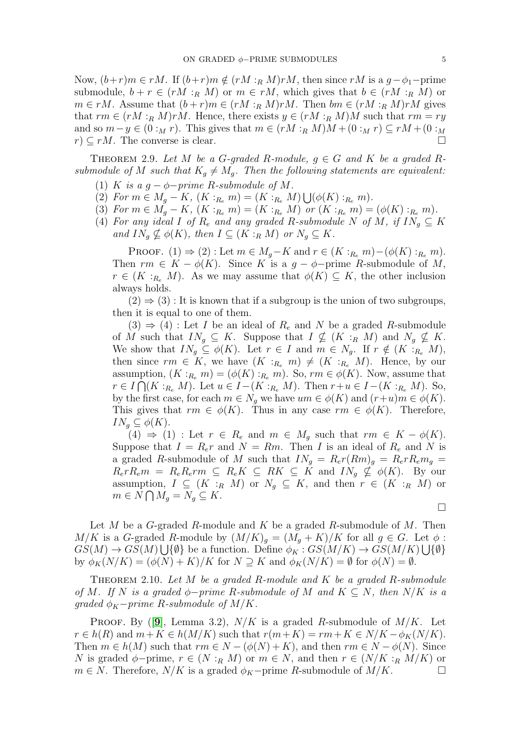Now, $(b+r)m \in rM$. If $(b+r)m \notin (rM :_R M)rM$, then since $rM$ is a $g-\phi_1-$prime submodule, $b+r \in (rM :_R M)$ or $m \in rM$, which gives that $b \in (rM :_R M)$ or $m \in rM$. Assume that $(b+r)m \in (rM :_R M)rM$. Then $bm \in (rM :_R M)rM$ gives that $rm \in (rM :_R M)rM$. Hence, there exists $y \in (rM :_R M)M$ such that $rm = ry$ and so $m - y \in (0 :_M r)$. This gives that $m \in (rM :_R M)M + (0 :_M r) \subseteq rM + (0 :_M r) \subseteq rM$. The converse is clear. □

THEOREM 2.9. *Let $M$ be a $G$-graded $R$-module, $g \in G$ and $K$ be a graded $R$-submodule of $M$ such that $K_g \neq M_g$. Then the following statements are equivalent:*

1. *$K$ is a $g-\phi-$prime $R$-submodule of $M$.*
2. *For $m \in M_g - K$, $(K :_{R_e} m) = (K :_{R_e} M) \bigcup (\phi(K) :_{R_e} m)$.*
3. *For $m \in M_g - K$, $(K :_{R_e} m) = (K :_{R_e} M)$ or $(K :_{R_e} m) = (\phi(K) :_{R_e} m)$.*
4. *For any ideal $I$ of $R_e$ and any graded $R$-submodule $N$ of $M$, if $IN_g \subseteq K$ and $IN_g \nsubseteq \phi(K)$, then $I \subseteq (K :_R M)$ or $N_g \subseteq K$.*

PROOF. $(1) \Rightarrow (2)$ : Let $m \in M_g - K$ and $r \in (K :_{R_e} m) - (\phi(K) :_{R_e} m)$. Then $rm \in K - \phi(K)$. Since $K$ is a $g-\phi-$prime $R$-submodule of $M$, $r \in (K :_{R_e} M)$. As we may assume that $\phi(K) \subseteq K$, the other inclusion always holds.

$(2) \Rightarrow (3)$ : It is known that if a subgroup is the union of two subgroups, then it is equal to one of them.

$(3) \Rightarrow (4)$ : Let $I$ be an ideal of $R_e$ and $N$ be a graded $R$-submodule of $M$ such that $IN_g \subseteq K$. Suppose that $I \nsubseteq (K :_R M)$ and $N_g \nsubseteq K$. We show that $IN_g \subseteq \phi(K)$. Let $r \in I$ and $m \in N_g$. If $r \notin (K :_{R_e} M)$, then since $rm \in K$, we have $(K :_{R_e} m) \neq (K :_{R_e} M)$. Hence, by our assumption, $(K :_{R_e} m) = (\phi(K) :_{R_e} m)$. So, $rm \in \phi(K)$. Now, assume that $r \in I \bigcap (K :_{R_e} M)$. Let $u \in I - (K :_{R_e} M)$. Then $r+u \in I - (K :_{R_e} M)$. So, by the first case, for each $m \in N_g$ we have $um \in \phi(K)$ and $(r+u)m \in \phi(K)$. This gives that $rm \in \phi(K)$. Thus in any case $rm \in \phi(K)$. Therefore, $IN_g \subseteq \phi(K)$.

$(4) \Rightarrow (1)$ : Let $r \in R_e$ and $m \in M_g$ such that $rm \in K - \phi(K)$. Suppose that $I = R_e r$ and $N = Rm$. Then $I$ is an ideal of $R_e$ and $N$ is a graded $R$-submodule of $M$ such that $IN_g = R_e r(Rm)_g = R_e r R_e m_g = R_e r R_e m = R_e R_e rm \subseteq R_e K \subseteq RK \subseteq K$ and $IN_g \nsubseteq \phi(K)$. By our assumption, $I \subseteq (K :_R M)$ or $N_g \subseteq K$, and then $r \in (K :_R M)$ or $m \in N \bigcap M_g = N_g \subseteq K$. □

Let $M$ be a $G$-graded $R$-module and $K$ be a graded $R$-submodule of $M$. Then $M/K$ is a $G$-graded $R$-module by $(M/K)_g = (M_g + K)/K$ for all $g \in G$. Let $\phi : GS(M) \rightarrow GS(M) \bigcup \{\emptyset\}$ be a function. Define $\phi_K : GS(M/K) \rightarrow GS(M/K) \bigcup \{\emptyset\}$ by $\phi_K(N/K) = (\phi(N) + K)/K$ for $N \supseteq K$ and $\phi_K(N/K) = \emptyset$ for $\phi(N) = \emptyset$.

THEOREM 2.10. *Let $M$ be a graded $R$-module and $K$ be a graded $R$-submodule of $M$. If $N$ is a graded $\phi-$prime $R$-submodule of $M$ and $K \subseteq N$, then $N/K$ is a graded $\phi_K-$prime $R$-submodule of $M/K$.*

PROOF. By ([**9**], Lemma 3.2), $N/K$ is a graded $R$-submodule of $M/K$. Let $r \in h(R)$ and $m + K \in h(M/K)$ such that $r(m+K) = rm + K \in N/K - \phi_K(N/K)$. Then $m \in h(M)$ such that $rm \in N - (\phi(N) + K)$, and then $rm \in N - \phi(N)$. Since $N$ is graded $\phi-$prime, $r \in (N :_R M)$ or $m \in N$, and then $r \in (N/K :_R M/K)$ or $m \in N$. Therefore, $N/K$ is a graded $\phi_K-$prime $R$-submodule of $M/K$. □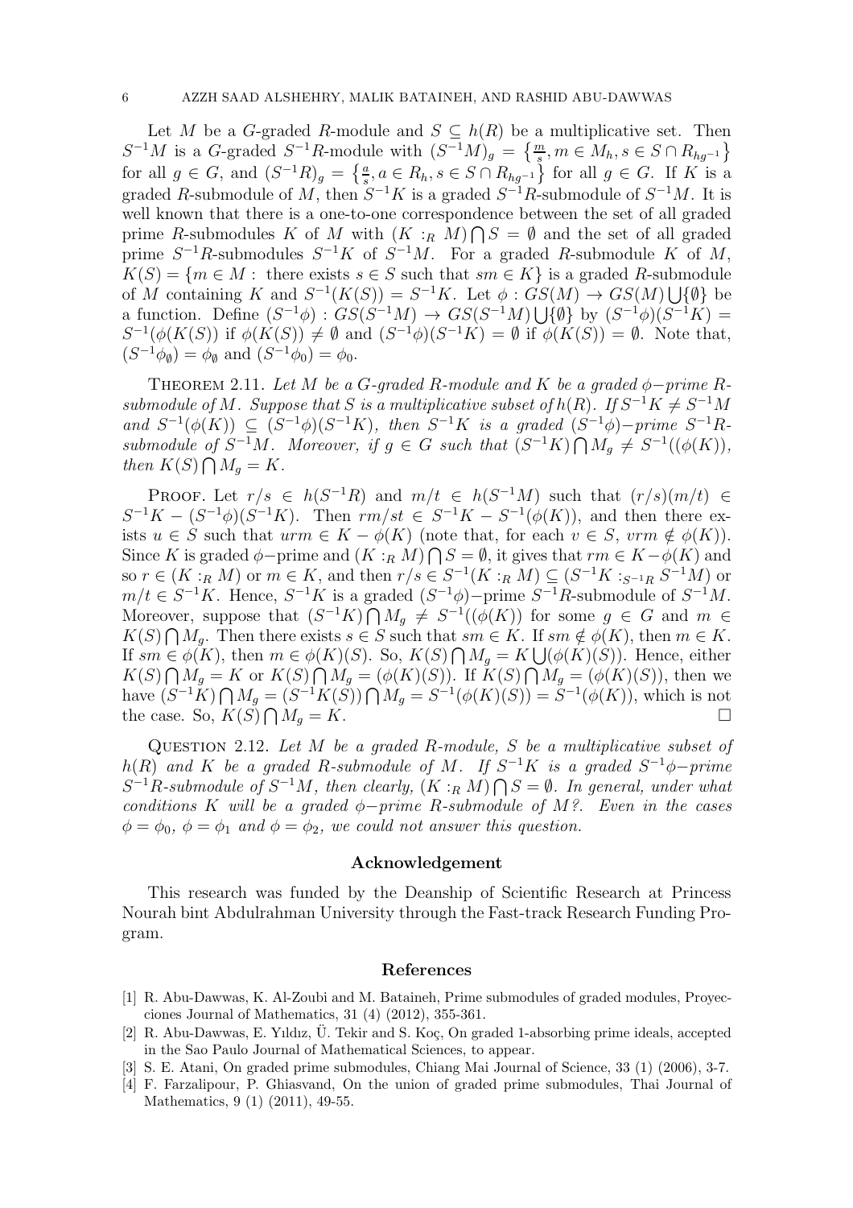Let $M$ be a $G$-graded $R$-module and $S \subseteq h(R)$ be a multiplicative set. Then $S^{-1}M$ is a $G$-graded $S^{-1}R$-module with $(S^{-1}M)_g = \left\{\frac{m}{s}, m \in M_h, s \in S \cap R_{hg^{-1}}\right\}$ for all $g \in G$, and $(S^{-1}R)_g = \left\{\frac{a}{s}, a \in R_h, s \in S \cap R_{hg^{-1}}\right\}$ for all $g \in G$. If $K$ is a graded $R$-submodule of $M$, then $S^{-1}K$ is a graded $S^{-1}R$-submodule of $S^{-1}M$. It is well known that there is a one-to-one correspondence between the set of all graded prime $R$-submodules $K$ of $M$ with $(K :_R M) \bigcap S = \emptyset$ and the set of all graded prime $S^{-1}R$-submodules $S^{-1}K$ of $S^{-1}M$. For a graded $R$-submodule $K$ of $M$, $K(S) = \{m \in M :$ there exists $s \in S$ such that $sm \in K\}$ is a graded $R$-submodule of $M$ containing $K$ and $S^{-1}(K(S)) = S^{-1}K$. Let $\phi : GS(M) \to GS(M) \bigcup \{\emptyset\}$ be a function. Define $(S^{-1}\phi) : GS(S^{-1}M) \to GS(S^{-1}M) \bigcup \{\emptyset\}$ by $(S^{-1}\phi)(S^{-1}K) = S^{-1}(\phi(K(S))$ if $\phi(K(S)) \neq \emptyset$ and $(S^{-1}\phi)(S^{-1}K) = \emptyset$ if $\phi(K(S)) = \emptyset$. Note that, $(S^{-1}\phi_\emptyset) = \phi_\emptyset$ and $(S^{-1}\phi_0) = \phi_0$.

Theorem 2.11. *Let $M$ be a $G$-graded $R$-module and $K$ be a graded $\phi$−prime $R$-submodule of $M$. Suppose that $S$ is a multiplicative subset of $h(R)$. If $S^{-1}K \neq S^{-1}M$ and $S^{-1}(\phi(K)) \subseteq (S^{-1}\phi)(S^{-1}K)$, then $S^{-1}K$ is a graded $(S^{-1}\phi)$−prime $S^{-1}R$-submodule of $S^{-1}M$. Moreover, if $g \in G$ such that $(S^{-1}K) \bigcap M_g \neq S^{-1}((\phi(K))$, then $K(S) \bigcap M_g = K$.*

Proof. Let $r/s \in h(S^{-1}R)$ and $m/t \in h(S^{-1}M)$ such that $(r/s)(m/t) \in S^{-1}K - (S^{-1}\phi)(S^{-1}K)$. Then $rm/st \in S^{-1}K - S^{-1}(\phi(K))$, and then there exists $u \in S$ such that $urm \in K - \phi(K)$ (note that, for each $v \in S$, $vrm \notin \phi(K)$). Since $K$ is graded $\phi$−prime and $(K :_R M) \bigcap S = \emptyset$, it gives that $rm \in K - \phi(K)$ and so $r \in (K :_R M)$ or $m \in K$, and then $r/s \in S^{-1}(K :_R M) \subseteq (S^{-1}K :_{S^{-1}R} S^{-1}M)$ or $m/t \in S^{-1}K$. Hence, $S^{-1}K$ is a graded $(S^{-1}\phi)$−prime $S^{-1}R$-submodule of $S^{-1}M$. Moreover, suppose that $(S^{-1}K) \bigcap M_g \neq S^{-1}((\phi(K))$ for some $g \in G$ and $m \in K(S) \bigcap M_g$. Then there exists $s \in S$ such that $sm \in K$. If $sm \notin \phi(K)$, then $m \in K$. If $sm \in \phi(K)$, then $m \in \phi(K)(S)$. So, $K(S) \bigcap M_g = K \bigcup (\phi(K)(S))$. Hence, either $K(S) \bigcap M_g = K$ or $K(S) \bigcap M_g = (\phi(K)(S))$. If $K(S) \bigcap M_g = (\phi(K)(S))$, then we have $(S^{-1}K) \bigcap M_g = (S^{-1}K(S)) \bigcap M_g = S^{-1}(\phi(K)(S)) = S^{-1}(\phi(K))$, which is not the case. So, $K(S) \bigcap M_g = K$. □

Question 2.12. *Let $M$ be a graded $R$-module, $S$ be a multiplicative subset of $h(R)$ and $K$ be a graded $R$-submodule of $M$. If $S^{-1}K$ is a graded $S^{-1}\phi$−prime $S^{-1}R$-submodule of $S^{-1}M$, then clearly, $(K :_R M) \bigcap S = \emptyset$. In general, under what conditions $K$ will be a graded $\phi$−prime $R$-submodule of $M$?. Even in the cases $\phi = \phi_0$, $\phi = \phi_1$ and $\phi = \phi_2$, we could not answer this question.*

## Acknowledgement

This research was funded by the Deanship of Scientific Research at Princess Nourah bint Abdulrahman University through the Fast-track Research Funding Program.

## References

[1] R. Abu-Dawwas, K. Al-Zoubi and M. Bataineh, Prime submodules of graded modules, Proyecciones Journal of Mathematics, 31 (4) (2012), 355-361.

[2] R. Abu-Dawwas, E. Yıldız, Ü. Tekir and S. Koç, On graded 1-absorbing prime ideals, accepted in the Sao Paulo Journal of Mathematical Sciences, to appear.

[3] S. E. Atani, On graded prime submodules, Chiang Mai Journal of Science, 33 (1) (2006), 3-7.

[4] F. Farzalipour, P. Ghiasvand, On the union of graded prime submodules, Thai Journal of Mathematics, 9 (1) (2011), 49-55.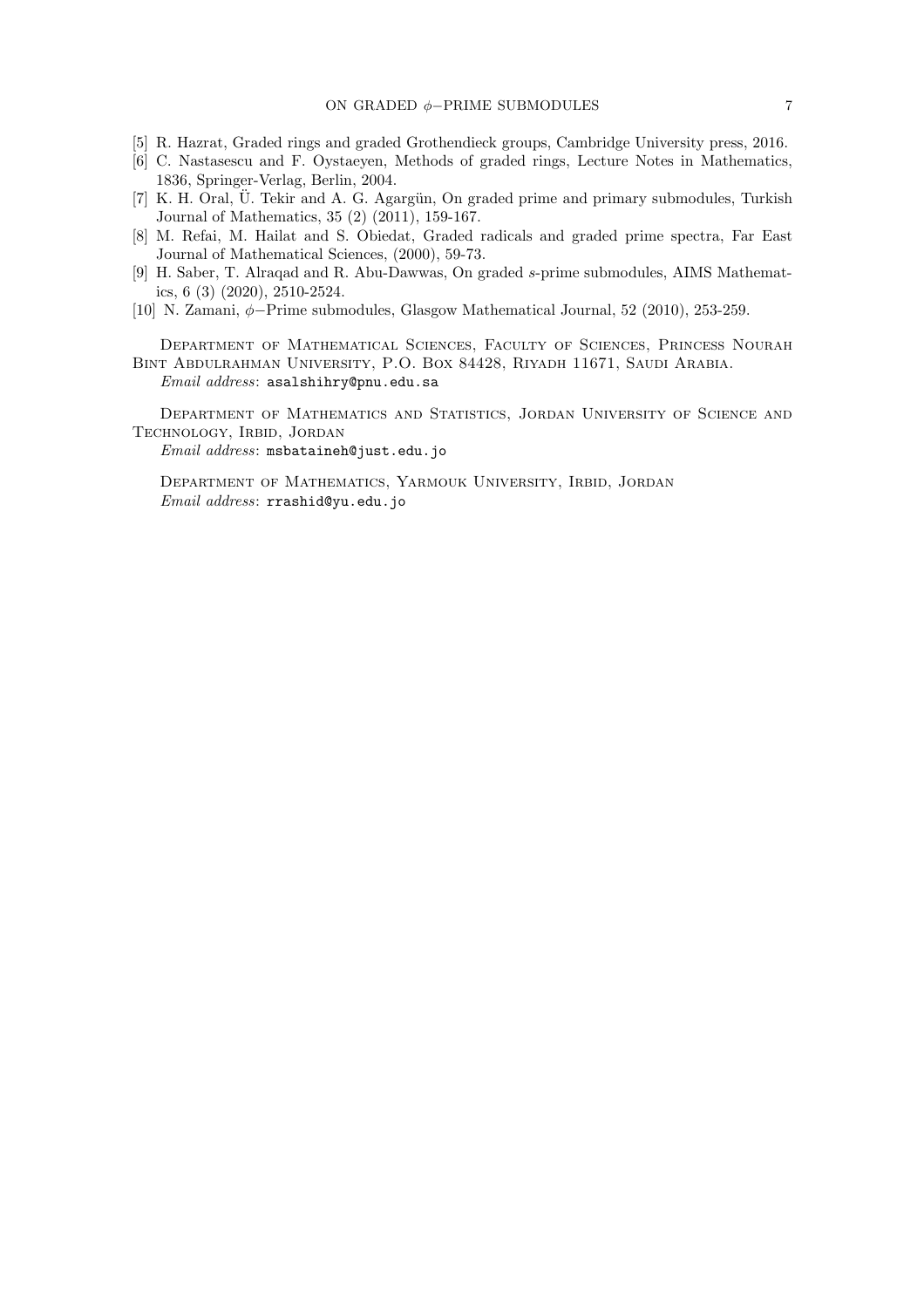[5] R. Hazrat, Graded rings and graded Grothendieck groups, Cambridge University press, 2016.

[6] C. Nastasescu and F. Oystaeyen, Methods of graded rings, Lecture Notes in Mathematics, 1836, Springer-Verlag, Berlin, 2004.

[7] K. H. Oral, Ü. Tekir and A. G. Agargün, On graded prime and primary submodules, Turkish Journal of Mathematics, 35 (2) (2011), 159-167.

[8] M. Refai, M. Hailat and S. Obiedat, Graded radicals and graded prime spectra, Far East Journal of Mathematical Sciences, (2000), 59-73.

[9] H. Saber, T. Alraqad and R. Abu-Dawwas, On graded $s$-prime submodules, AIMS Mathematics, 6 (3) (2020), 2510-2524.

[10] N. Zamani, $\phi-$Prime submodules, Glasgow Mathematical Journal, 52 (2010), 253-259.

Department of Mathematical Sciences, Faculty of Sciences, Princess Nourah Bint Abdulrahman University, P.O. Box 84428, Riyadh 11671, Saudi Arabia.
*Email address*: asalshihry@pnu.edu.sa

Department of Mathematics and Statistics, Jordan University of Science and Technology, Irbid, Jordan
*Email address*: msbataineh@just.edu.jo

Department of Mathematics, Yarmouk University, Irbid, Jordan
*Email address*: rrashid@yu.edu.jo